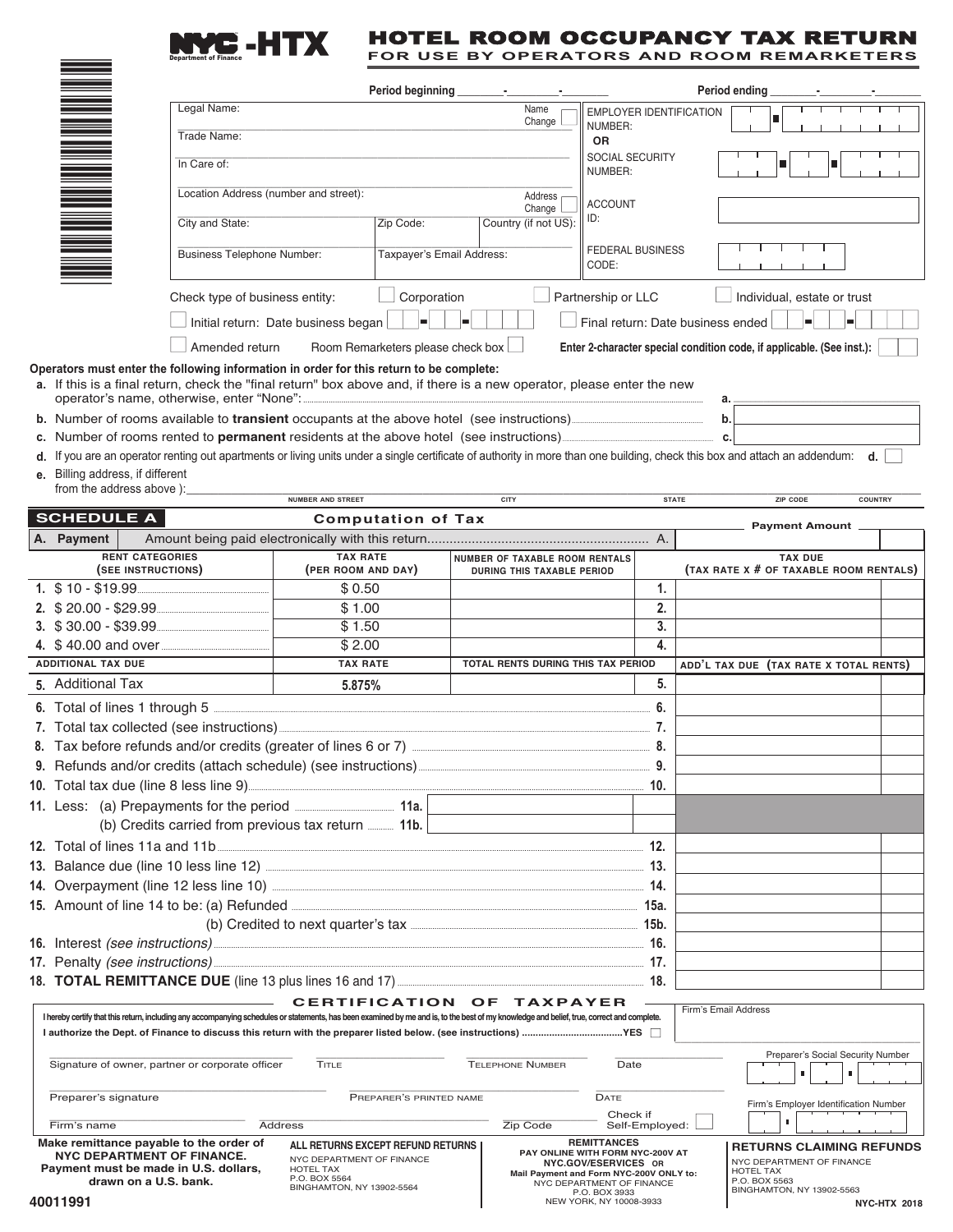# NYC-HTX HOTEL ROOM OCCUPANCY TAX RETURN

**FOR USE BY OPERATORS AND ROOM REMARKETERS**

NYC Department of Finance

Period beginning ____-____-____ Period ending ____-____-____

| | |
|---|---|
| Legal Name: ☐ Name Change | EMPLOYER IDENTIFICATION NUMBER: |
| Trade Name: | OR |
| In Care of: | SOCIAL SECURITY NUMBER: |
| Location Address (number and street): ☐ Address Change | ACCOUNT ID: |
| City and State: / Zip Code: / Country (if not US): | |
| Business Telephone Number: / Taxpayer's Email Address: | FEDERAL BUSINESS CODE: |

Check type of business entity: ☐ Corporation ☐ Partnership or LLC ☐ Individual, estate or trust

☐ Initial return: Date business began ____-____-____ ☐ Final return: Date business ended ____-____-____

☐ Amended return Room Remarketers please check box ☐ **Enter 2-character special condition code, if applicable. (See inst.):** ____

**Operators must enter the following information in order for this return to be complete:**

- **a.** If this is a final return, check the "final return" box above and, if there is a new operator, please enter the new operator's name, otherwise, enter "None": **a.** ____
- **b.** Number of rooms available to **transient** occupants at the above hotel (see instructions) **b.** ____
- **c.** Number of rooms rented to **permanent** residents at the above hotel (see instructions) **c.** ____
- **d.** If you are an operator renting out apartments or living units under a single certificate of authority in more than one building, check this box and attach an addendum: **d.** ☐
- **e.** Billing address, if different from the above address ): ____ NUMBER AND STREET / CITY / STATE / ZIP CODE / COUNTRY

## SCHEDULE A — Computation of Tax

| | | | | Payment Amount |
|---|---|---|---|---|
| **A. Payment** | Amount being paid electronically with this return | | A. | |

| RENT CATEGORIES (SEE INSTRUCTIONS) | TAX RATE (PER ROOM AND DAY) | NUMBER OF TAXABLE ROOM RENTALS DURING THIS TAXABLE PERIOD | | TAX DUE (TAX RATE X # OF TAXABLE ROOM RENTALS) |
|---|---|---|---|---|
| **1.** $ 10 - $19.99 | $ 0.50 | | 1. | |
| **2.** $ 20.00 - $29.99 | $ 1.00 | | 2. | |
| **3.** $ 30.00 - $39.99 | $ 1.50 | | 3. | |
| **4.** $ 40.00 and over | $ 2.00 | | 4. | |
| **ADDITIONAL TAX DUE** | **TAX RATE** | **TOTAL RENTS DURING THIS TAX PERIOD** | | **ADD'L TAX DUE (TAX RATE X TOTAL RENTS)** |
| **5.** Additional Tax | 5.875% | | 5. | |

| | | |
|---|---|---|
| **6.** Total of lines 1 through 5 | 6. | |
| **7.** Total tax collected (see instructions) | 7. | |
| **8.** Tax before refunds and/or credits (greater of lines 6 or 7) | 8. | |
| **9.** Refunds and/or credits (attach schedule) (see instructions) | 9. | |
| **10.** Total tax due (line 8 less line 9) | 10. | |
| **11.** Less: (a) Prepayments for the period | 11a. | |
| (b) Credits carried from previous tax return | 11b. | |
| **12.** Total of lines 11a and 11b | 12. | |
| **13.** Balance due (line 10 less line 12) | 13. | |
| **14.** Overpayment (line 12 less line 10) | 14. | |
| **15.** Amount of line 14 to be: (a) Refunded | 15a. | |
| (b) Credited to next quarter's tax | 15b. | |
| **16.** Interest *(see instructions)* | 16. | |
| **17.** Penalty *(see instructions)* | 17. | |
| **18.** **TOTAL REMITTANCE DUE** (line 13 plus lines 16 and 17) | 18. | |

## CERTIFICATION OF TAXPAYER

**I hereby certify that this return, including any accompanying schedules or statements, has been examined by me and is, to the best of my knowledge and belief, true, correct and complete.**

**I authorize the Dept. of Finance to discuss this return with the preparer listed below. (see instructions) ....YES ☐**

Firm's Email Address

Signature of owner, partner or corporate officer / Title / Telephone Number / Date

Preparer's Social Security Number

Preparer's signature / Preparer's printed name / Date

Check if Self-Employed: ☐

Firm's Employer Identification Number

Firm's name / Address / Zip Code

**Make remittance payable to the order of NYC DEPARTMENT OF FINANCE. Payment must be made in U.S. dollars, drawn on a U.S. bank.**

**ALL RETURNS EXCEPT REFUND RETURNS**
NYC DEPARTMENT OF FINANCE
HOTEL TAX
P.O. BOX 5564
BINGHAMTON, NY 13902-5564

**REMITTANCES**
**PAY ONLINE WITH FORM NYC-200V AT NYC.GOV/ESERVICES OR**
**Mail Payment and Form NYC-200V ONLY to:**
NYC DEPARTMENT OF FINANCE
P.O. BOX 3933
NEW YORK, NY 10008-3933

**RETURNS CLAIMING REFUNDS**
NYC DEPARTMENT OF FINANCE
HOTEL TAX
P.O. BOX 5563
BINGHAMTON, NY 13902-5563

40011991

NYC-HTX 2018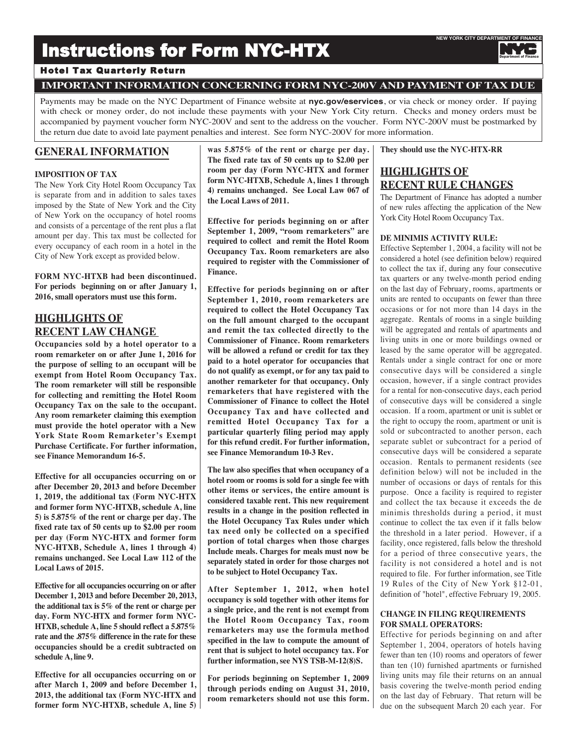# Instructions for Form NYC-HTX

## Hotel Tax Quarterly Return

**IMPORTANT INFORMATION CONCERNING FORM NYC-200V AND PAYMENT OF TAX DUE**

Payments may be made on the NYC Department of Finance website at **nyc.gov/eservices**, or via check or money order. If paying with check or money order, do not include these payments with your New York City return. Checks and money orders must be accompanied by payment voucher form NYC-200V and sent to the address on the voucher. Form NYC-200V must be postmarked by the return due date to avoid late payment penalties and interest. See form NYC-200V for more information.

## GENERAL INFORMATION

**IMPOSITION OF TAX**

The New York City Hotel Room Occupancy Tax is separate from and in addition to sales taxes imposed by the State of New York and the City of New York on the occupancy of hotel rooms and consists of a percentage of the rent plus a flat amount per day. This tax must be collected for every occupancy of each room in a hotel in the City of New York except as provided below.

**FORM NYC-HTXB had been discontinued. For periods beginning on or after January 1, 2016, small operators must use this form.**

## HIGHLIGHTS OF RECENT LAW CHANGE

**Occupancies sold by a hotel operator to a room remarketer on or after June 1, 2016 for the purpose of selling to an occupant will be exempt from Hotel Room Occupancy Tax. The room remarketer will still be responsible for collecting and remitting the Hotel Room Occupancy Tax on the sale to the occupant. Any room remarketer claiming this exemption must provide the hotel operator with a New York State Room Remarketer's Exempt Purchase Certificate. For further information, see Finance Memorandum 16-5.**

**Effective for all occupancies occurring on or after December 20, 2013 and before December 1, 2019, the additional tax (Form NYC-HTX and former form NYC-HTXB, schedule A, line 5) is 5.875% of the rent or charge per day. The fixed rate tax of 50 cents up to $2.00 per room per day (Form NYC-HTX and former form NYC-HTXB, Schedule A, lines 1 through 4) remains unchanged. See Local Law 112 of the Local Laws of 2015.**

**Effective for all occupancies occurring on or after December 1, 2013 and before December 20, 2013, the additional tax is 5% of the rent or charge per day. Form NYC-HTX and former form NYC-HTXB, schedule A, line 5 should reflect a 5.875% rate and the .875% difference in the rate for these occupancies should be a credit subtracted on schedule A, line 9.**

**Effective for all occupancies occurring on or after March 1, 2009 and before December 1, 2013, the additional tax (Form NYC-HTX and former form NYC-HTXB, schedule A, line 5) was 5.875% of the rent or charge per day. The fixed rate tax of 50 cents up to $2.00 per room per day (Form NYC-HTX and former form NYC-HTXB, Schedule A, lines 1 through 4) remains unchanged. See Local Law 067 of the Local Laws of 2011.**

**Effective for periods beginning on or after September 1, 2009, "room remarketers" are required to collect and remit the Hotel Room Occupancy Tax. Room remarketers are also required to register with the Commissioner of Finance.**

**Effective for periods beginning on or after September 1, 2010, room remarketers are required to collect the Hotel Occupancy Tax on the full amount charged to the occupant and remit the tax collected directly to the Commissioner of Finance. Room remarketers will be allowed a refund or credit for tax they paid to a hotel operator for occupancies that do not qualify as exempt, or for any tax paid to another remarketer for that occupancy. Only remarketers that have registered with the Commissioner of Finance to collect the Hotel Occupancy Tax and have collected and remitted Hotel Occupancy Tax for a particular quarterly filing period may apply for this refund credit. For further information, see Finance Memorandum 10-3 Rev.**

**The law also specifies that when occupancy of a hotel room or rooms is sold for a single fee with other items or services, the entire amount is considered taxable rent. This new requirement results in a change in the position reflected in the Hotel Occupancy Tax Rules under which tax need only be collected on a specified portion of total charges when those charges Include meals. Charges for meals must now be separately stated in order for those charges not to be subject to Hotel Occupancy Tax.**

**After September 1, 2012, when hotel occupancy is sold together with other items for a single price, and the rent is not exempt from the Hotel Room Occupancy Tax, room remarketers may use the formula method specified in the law to compute the amount of rent that is subject to hotel occupancy tax. For further information, see NYS TSB-M-12(8)S.**

**For periods beginning on September 1, 2009 through periods ending on August 31, 2010, room remarketers should not use this form. They should use the NYC-HTX-RR**

## HIGHLIGHTS OF RECENT RULE CHANGES

The Department of Finance has adopted a number of new rules affecting the application of the New York City Hotel Room Occupancy Tax.

**DE MINIMIS ACTIVITY RULE:**

Effective September 1, 2004, a facility will not be considered a hotel (see definition below) required to collect the tax if, during any four consecutive tax quarters or any twelve-month period ending on the last day of February, rooms, apartments or units are rented to occupants on fewer than three occasions or for not more than 14 days in the aggregate. Rentals of rooms in a single building will be aggregated and rentals of apartments and living units in one or more buildings owned or leased by the same operator will be aggregated. Rentals under a single contract for one or more consecutive days will be considered a single occasion, however, if a single contract provides for a rental for non-consecutive days, each period of consecutive days will be considered a single occasion. If a room, apartment or unit is sublet or the right to occupy the room, apartment or unit is sold or subcontracted to another person, each separate sublet or subcontract for a period of consecutive days will be considered a separate occasion. Rentals to permanent residents (see definition below) will not be included in the number of occasions or days of rentals for this purpose. Once a facility is required to register and collect the tax because it exceeds the de minimis thresholds during a period, it must continue to collect the tax even if it falls below the threshold in a later period. However, if a facility, once registered, falls below the threshold for a period of three consecutive years, the facility is not considered a hotel and is not required to file. For further information, see Title 19 Rules of the City of New York §12-01, definition of "hotel", effective February 19, 2005.

**CHANGE IN FILING REQUIREMENTS FOR SMALL OPERATORS:**

Effective for periods beginning on and after September 1, 2004, operators of hotels having fewer than ten (10) rooms and operators of fewer than ten (10) furnished apartments or furnished living units may file their returns on an annual basis covering the twelve-month period ending on the last day of February. That return will be due on the subsequent March 20 each year. For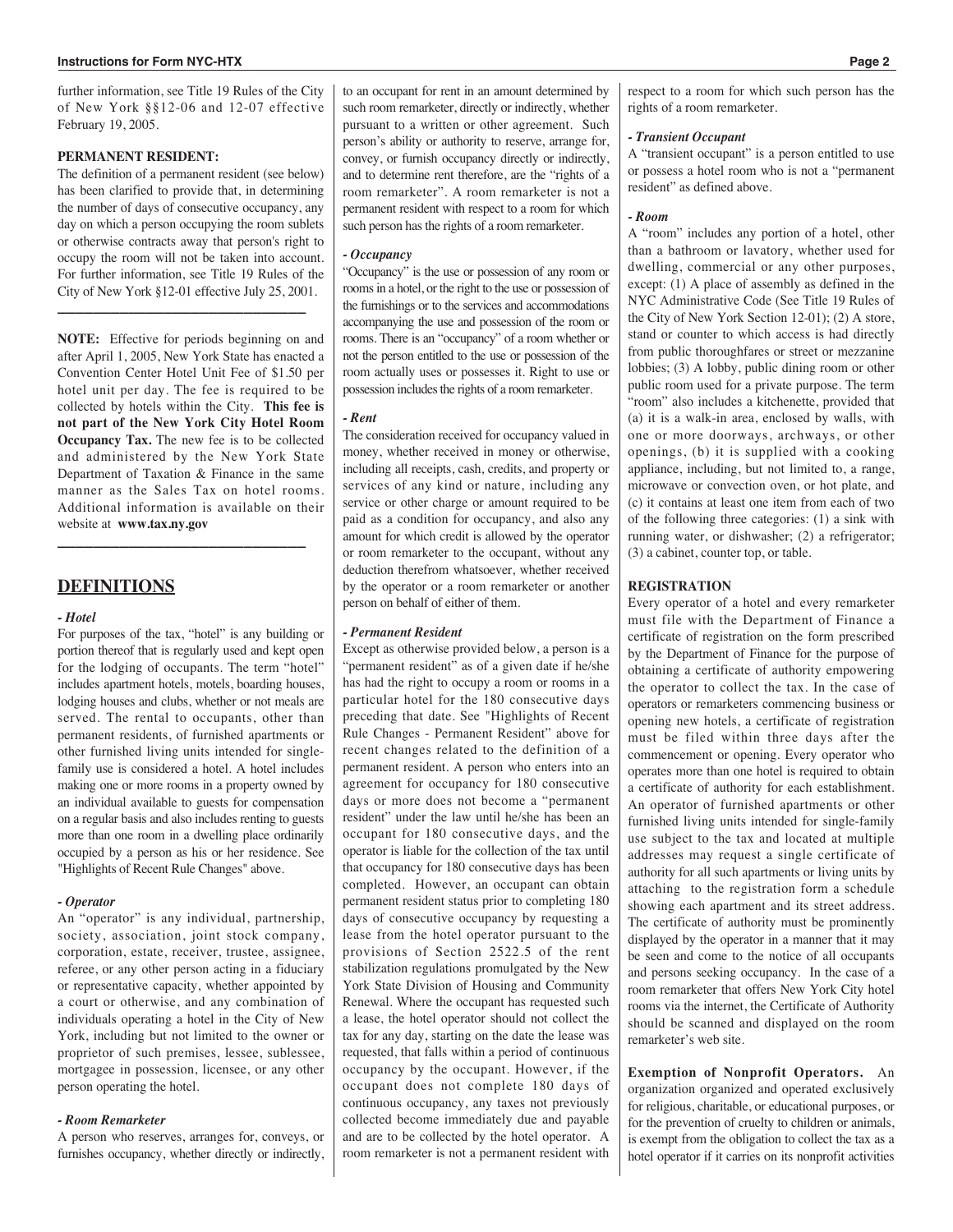further information, see Title 19 Rules of the City of New York §§12-06 and 12-07 effective February 19, 2005.

**PERMANENT RESIDENT:**

The definition of a permanent resident (see below) has been clarified to provide that, in determining the number of days of consecutive occupancy, any day on which a person occupying the room sublets or otherwise contracts away that person's right to occupy the room will not be taken into account. For further information, see Title 19 Rules of the City of New York §12-01 effective July 25, 2001.

---

**NOTE:** Effective for periods beginning on and after April 1, 2005, New York State has enacted a Convention Center Hotel Unit Fee of $1.50 per hotel unit per day. The fee is required to be collected by hotels within the City. **This fee is not part of the New York City Hotel Room Occupancy Tax.** The new fee is to be collected and administered by the New York State Department of Taxation & Finance in the same manner as the Sales Tax on hotel rooms. Additional information is available on their website at **www.tax.ny.gov**

---

## DEFINITIONS

***- Hotel***

For purposes of the tax, "hotel" is any building or portion thereof that is regularly used and kept open for the lodging of occupants. The term "hotel" includes apartment hotels, motels, boarding houses, lodging houses and clubs, whether or not meals are served. The rental to occupants, other than permanent residents, of furnished apartments or other furnished living units intended for single-family use is considered a hotel. A hotel includes making one or more rooms in a property owned by an individual available to guests for compensation on a regular basis and also includes renting to guests more than one room in a dwelling place ordinarily occupied by a person as his or her residence. See "Highlights of Recent Rule Changes" above.

***- Operator***

An "operator" is any individual, partnership, society, association, joint stock company, corporation, estate, receiver, trustee, assignee, referee, or any other person acting in a fiduciary or representative capacity, whether appointed by a court or otherwise, and any combination of individuals operating a hotel in the City of New York, including but not limited to the owner or proprietor of such premises, lessee, sublessee, mortgagee in possession, licensee, or any other person operating the hotel.

***- Room Remarketer***

A person who reserves, arranges for, conveys, or furnishes occupancy, whether directly or indirectly, to an occupant for rent in an amount determined by such room remarketer, directly or indirectly, whether pursuant to a written or other agreement. Such person's ability or authority to reserve, arrange for, convey, or furnish occupancy directly or indirectly, and to determine rent therefore, are the "rights of a room remarketer". A room remarketer is not a permanent resident with respect to a room for which such person has the rights of a room remarketer.

***- Occupancy***

"Occupancy" is the use or possession of any room or rooms in a hotel, or the right to the use or possession of the furnishings or to the services and accommodations accompanying the use and possession of the room or rooms. There is an "occupancy" of a room whether or not the person entitled to the use or possession of the room actually uses or possesses it. Right to use or possession includes the rights of a room remarketer.

***- Rent***

The consideration received for occupancy valued in money, whether received in money or otherwise, including all receipts, cash, credits, and property or services of any kind or nature, including any service or other charge or amount required to be paid as a condition for occupancy, and also any amount for which credit is allowed by the operator or room remarketer to the occupant, without any deduction therefrom whatsoever, whether received by the operator or a room remarketer or another person on behalf of either of them.

***- Permanent Resident***

Except as otherwise provided below, a person is a "permanent resident" as of a given date if he/she has had the right to occupy a room or rooms in a particular hotel for the 180 consecutive days preceding that date. See "Highlights of Recent Rule Changes - Permanent Resident" above for recent changes related to the definition of a permanent resident. A person who enters into an agreement for occupancy for 180 consecutive days or more does not become a "permanent resident" under the law until he/she has been an occupant for 180 consecutive days, and the operator is liable for the collection of the tax until that occupancy for 180 consecutive days has been completed. However, an occupant can obtain permanent resident status prior to completing 180 days of consecutive occupancy by requesting a lease from the hotel operator pursuant to the provisions of Section 2522.5 of the rent stabilization regulations promulgated by the New York State Division of Housing and Community Renewal. Where the occupant has requested such a lease, the hotel operator should not collect the tax for any day, starting on the date the lease was requested, that falls within a period of continuous occupancy by the occupant. However, if the occupant does not complete 180 days of continuous occupancy, any taxes not previously collected become immediately due and payable and are to be collected by the hotel operator. A room remarketer is not a permanent resident with respect to a room for which such person has the rights of a room remarketer.

***- Transient Occupant***

A "transient occupant" is a person entitled to use or possess a hotel room who is not a "permanent resident" as defined above.

***- Room***

A "room" includes any portion of a hotel, other than a bathroom or lavatory, whether used for dwelling, commercial or any other purposes, except: (1) A place of assembly as defined in the NYC Administrative Code (See Title 19 Rules of the City of New York Section 12-01); (2) A store, stand or counter to which access is had directly from public thoroughfares or street or mezzanine lobbies; (3) A lobby, public dining room or other public room used for a private purpose. The term "room" also includes a kitchenette, provided that (a) it is a walk-in area, enclosed by walls, with one or more doorways, archways, or other openings, (b) it is supplied with a cooking appliance, including, but not limited to, a range, microwave or convection oven, or hot plate, and (c) it contains at least one item from each of two of the following three categories: (1) a sink with running water, or dishwasher; (2) a refrigerator; (3) a cabinet, counter top, or table.

**REGISTRATION**

Every operator of a hotel and every remarketer must file with the Department of Finance a certificate of registration on the form prescribed by the Department of Finance for the purpose of obtaining a certificate of authority empowering the operator to collect the tax. In the case of operators or remarketers commencing business or opening new hotels, a certificate of registration must be filed within three days after the commencement or opening. Every operator who operates more than one hotel is required to obtain a certificate of authority for each establishment. An operator of furnished apartments or other furnished living units intended for single-family use subject to the tax and located at multiple addresses may request a single certificate of authority for all such apartments or living units by attaching to the registration form a schedule showing each apartment and its street address. The certificate of authority must be prominently displayed by the operator in a manner that it may be seen and come to the notice of all occupants and persons seeking occupancy. In the case of a room remarketer that offers New York City hotel rooms via the internet, the Certificate of Authority should be scanned and displayed on the room remarketer's web site.

**Exemption of Nonprofit Operators.** An organization organized and operated exclusively for religious, charitable, or educational purposes, or for the prevention of cruelty to children or animals, is exempt from the obligation to collect the tax as a hotel operator if it carries on its nonprofit activities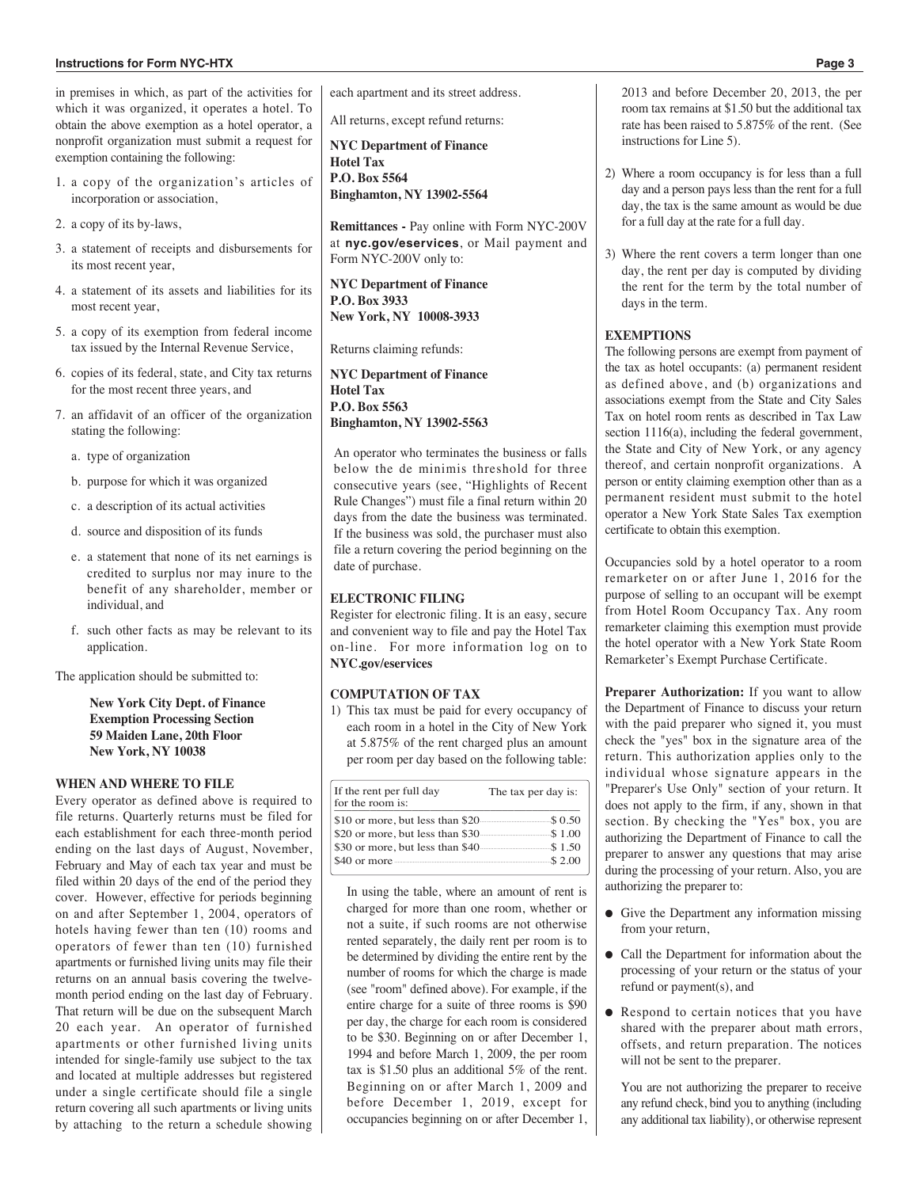in premises in which, as part of the activities for which it was organized, it operates a hotel. To obtain the above exemption as a hotel operator, a nonprofit organization must submit a request for exemption containing the following:

1. a copy of the organization's articles of incorporation or association,
2. a copy of its by-laws,
3. a statement of receipts and disbursements for its most recent year,
4. a statement of its assets and liabilities for its most recent year,
5. a copy of its exemption from federal income tax issued by the Internal Revenue Service,
6. copies of its federal, state, and City tax returns for the most recent three years, and
7. an affidavit of an officer of the organization stating the following:
   a. type of organization
   b. purpose for which it was organized
   c. a description of its actual activities
   d. source and disposition of its funds
   e. a statement that none of its net earnings is credited to surplus nor may inure to the benefit of any shareholder, member or individual, and
   f. such other facts as may be relevant to its application.

The application should be submitted to:

**New York City Dept. of Finance**
**Exemption Processing Section**
**59 Maiden Lane, 20th Floor**
**New York, NY 10038**

**WHEN AND WHERE TO FILE**

Every operator as defined above is required to file returns. Quarterly returns must be filed for each establishment for each three-month period ending on the last days of August, November, February and May of each tax year and must be filed within 20 days of the end of the period they cover. However, effective for periods beginning on and after September 1, 2004, operators of hotels having fewer than ten (10) rooms and operators of fewer than ten (10) furnished apartments or furnished living units may file their returns on an annual basis covering the twelve-month period ending on the last day of February. That return will be due on the subsequent March 20 each year. An operator of furnished apartments or other furnished living units intended for single-family use subject to the tax and located at multiple addresses but registered under a single certificate should file a single return covering all such apartments or living units by attaching to the return a schedule showing each apartment and its street address.

All returns, except refund returns:

**NYC Department of Finance**
**Hotel Tax**
**P.O. Box 5564**
**Binghamton, NY 13902-5564**

**Remittances -** Pay online with Form NYC-200V at **nyc.gov/eservices**, or Mail payment and Form NYC-200V only to:

**NYC Department of Finance**
**P.O. Box 3933**
**New York, NY 10008-3933**

Returns claiming refunds:

**NYC Department of Finance**
**Hotel Tax**
**P.O. Box 5563**
**Binghamton, NY 13902-5563**

An operator who terminates the business or falls below the de minimis threshold for three consecutive years (see, "Highlights of Recent Rule Changes") must file a final return within 20 days from the date the business was terminated. If the business was sold, the purchaser must also file a return covering the period beginning on the date of purchase.

**ELECTRONIC FILING**

Register for electronic filing. It is an easy, secure and convenient way to file and pay the Hotel Tax on-line. For more information log on to **NYC.gov/eservices**

**COMPUTATION OF TAX**

1) This tax must be paid for every occupancy of each room in a hotel in the City of New York at 5.875% of the rent charged plus an amount per room per day based on the following table:

| If the rent per full day for the room is: | The tax per day is: |
|---|---|
| $10 or more, but less than $20 | $ 0.50 |
| $20 or more, but less than $30 | $ 1.00 |
| $30 or more, but less than $40 | $ 1.50 |
| $40 or more | $ 2.00 |

In using the table, where an amount of rent is charged for more than one room, whether or not a suite, if such rooms are not otherwise rented separately, the daily rent per room is to be determined by dividing the entire rent by the number of rooms for which the charge is made (see "room" defined above). For example, if the entire charge for a suite of three rooms is $90 per day, the charge for each room is considered to be $30. Beginning on or after December 1, 1994 and before March 1, 2009, the per room tax is $1.50 plus an additional 5% of the rent. Beginning on or after March 1, 2009 and before December 1, 2019, except for occupancies beginning on or after December 1, 2013 and before December 20, 2013, the per room tax remains at $1.50 but the additional tax rate has been raised to 5.875% of the rent. (See instructions for Line 5).

2) Where a room occupancy is for less than a full day and a person pays less than the rent for a full day, the tax is the same amount as would be due for a full day at the rate for a full day.

3) Where the rent covers a term longer than one day, the rent per day is computed by dividing the rent for the term by the total number of days in the term.

**EXEMPTIONS**

The following persons are exempt from payment of the tax as hotel occupants: (a) permanent resident as defined above, and (b) organizations and associations exempt from the State and City Sales Tax on hotel room rents as described in Tax Law section 1116(a), including the federal government, the State and City of New York, or any agency thereof, and certain nonprofit organizations. A person or entity claiming exemption other than as a permanent resident must submit to the hotel operator a New York State Sales Tax exemption certificate to obtain this exemption.

Occupancies sold by a hotel operator to a room remarketer on or after June 1, 2016 for the purpose of selling to an occupant will be exempt from Hotel Room Occupancy Tax. Any room remarketer claiming this exemption must provide the hotel operator with a New York State Room Remarketer's Exempt Purchase Certificate.

**Preparer Authorization:** If you want to allow the Department of Finance to discuss your return with the paid preparer who signed it, you must check the "yes" box in the signature area of the return. This authorization applies only to the individual whose signature appears in the "Preparer's Use Only" section of your return. It does not apply to the firm, if any, shown in that section. By checking the "Yes" box, you are authorizing the Department of Finance to call the preparer to answer any questions that may arise during the processing of your return. Also, you are authorizing the preparer to:

- Give the Department any information missing from your return,
- Call the Department for information about the processing of your return or the status of your refund or payment(s), and
- Respond to certain notices that you have shared with the preparer about math errors, offsets, and return preparation. The notices will not be sent to the preparer.

You are not authorizing the preparer to receive any refund check, bind you to anything (including any additional tax liability), or otherwise represent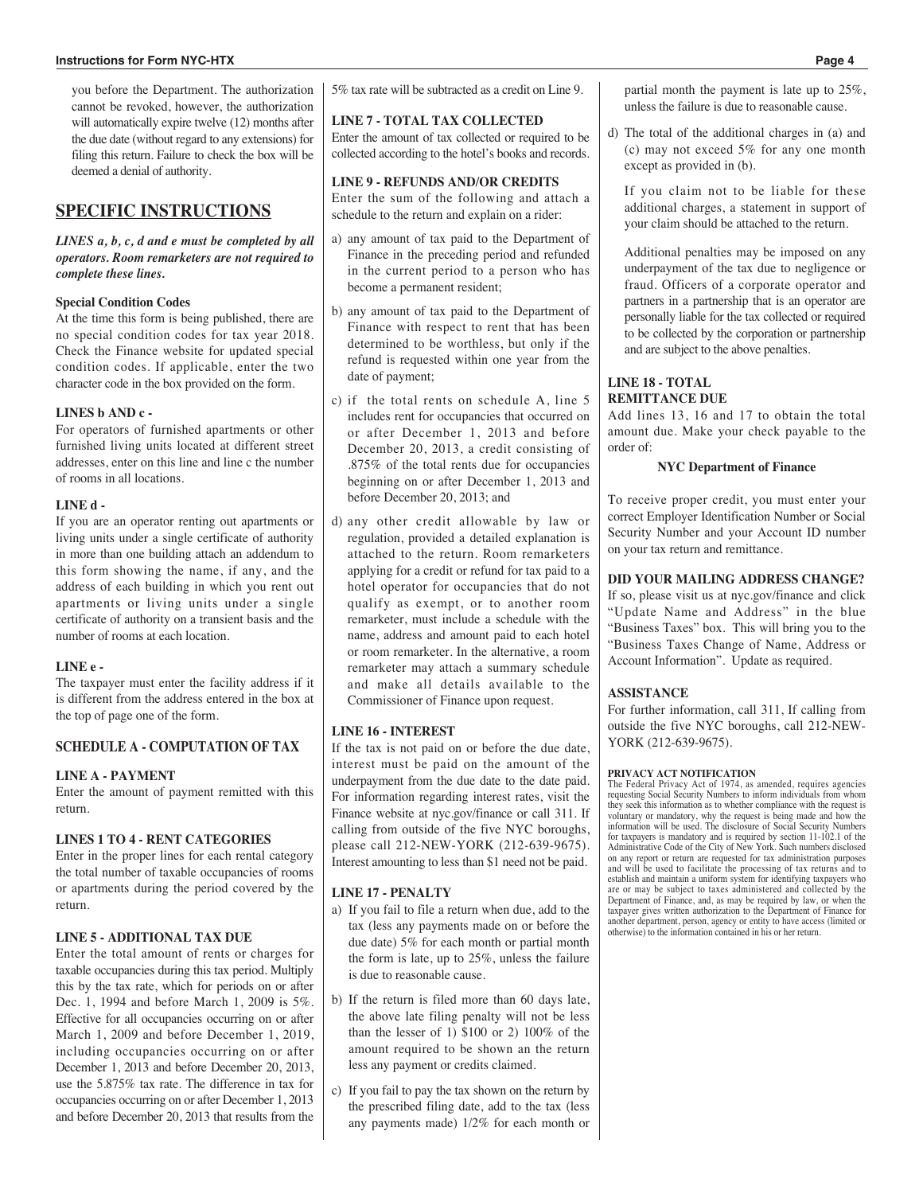you before the Department. The authorization cannot be revoked, however, the authorization will automatically expire twelve (12) months after the due date (without regard to any extensions) for filing this return. Failure to check the box will be deemed a denial of authority.

## SPECIFIC INSTRUCTIONS

***LINES a, b, c, d and e must be completed by all operators. Room remarketers are not required to complete these lines.***

**Special Condition Codes**

At the time this form is being published, there are no special condition codes for tax year 2018. Check the Finance website for updated special condition codes. If applicable, enter the two character code in the box provided on the form.

**LINES b AND c -**

For operators of furnished apartments or other furnished living units located at different street addresses, enter on this line and line c the number of rooms in all locations.

**LINE d -**

If you are an operator renting out apartments or living units under a single certificate of authority in more than one building attach an addendum to this form showing the name, if any, and the address of each building in which you rent out apartments or living units under a single certificate of authority on a transient basis and the number of rooms at each location.

**LINE e -**

The taxpayer must enter the facility address if it is different from the address entered in the box at the top of page one of the form.

### SCHEDULE A - COMPUTATION OF TAX

**LINE A - PAYMENT**

Enter the amount of payment remitted with this return.

**LINES 1 TO 4 - RENT CATEGORIES**

Enter in the proper lines for each rental category the total number of taxable occupancies of rooms or apartments during the period covered by the return.

**LINE 5 - ADDITIONAL TAX DUE**

Enter the total amount of rents or charges for taxable occupancies during this tax period. Multiply this by the tax rate, which for periods on or after Dec. 1, 1994 and before March 1, 2009 is 5%. Effective for all occupancies occurring on or after March 1, 2009 and before December 1, 2019, including occupancies occurring on or after December 1, 2013 and before December 20, 2013, use the 5.875% tax rate. The difference in tax for occupancies occurring on or after December 1, 2013 and before December 20, 2013 that results from the 5% tax rate will be subtracted as a credit on Line 9.

**LINE 7 - TOTAL TAX COLLECTED**

Enter the amount of tax collected or required to be collected according to the hotel's books and records.

**LINE 9 - REFUNDS AND/OR CREDITS**

Enter the sum of the following and attach a schedule to the return and explain on a rider:

a) any amount of tax paid to the Department of Finance in the preceding period and refunded in the current period to a person who has become a permanent resident;

b) any amount of tax paid to the Department of Finance with respect to rent that has been determined to be worthless, but only if the refund is requested within one year from the date of payment;

c) if the total rents on schedule A, line 5 includes rent for occupancies that occurred on or after December 1, 2013 and before December 20, 2013, a credit consisting of .875% of the total rents due for occupancies beginning on or after December 1, 2013 and before December 20, 2013; and

d) any other credit allowable by law or regulation, provided a detailed explanation is attached to the return. Room remarketers applying for a credit or refund for tax paid to a hotel operator for occupancies that do not qualify as exempt, or to another room remarketer, must include a schedule with the name, address and amount paid to each hotel or room remarketer. In the alternative, a room remarketer may attach a summary schedule and make all details available to the Commissioner of Finance upon request.

**LINE 16 - INTEREST**

If the tax is not paid on or before the due date, interest must be paid on the amount of the underpayment from the due date to the date paid. For information regarding interest rates, visit the Finance website at nyc.gov/finance or call 311. If calling from outside of the five NYC boroughs, please call 212-NEW-YORK (212-639-9675). Interest amounting to less than $1 need not be paid.

**LINE 17 - PENALTY**

a) If you fail to file a return when due, add to the tax (less any payments made on or before the due date) 5% for each month or partial month the form is late, up to 25%, unless the failure is due to reasonable cause.

b) If the return is filed more than 60 days late, the above late filing penalty will not be less than the lesser of 1) $100 or 2) 100% of the amount required to be shown an the return less any payment or credits claimed.

c) If you fail to pay the tax shown on the return by the prescribed filing date, add to the tax (less any payments made) 1/2% for each month or partial month the payment is late up to 25%, unless the failure is due to reasonable cause.

d) The total of the additional charges in (a) and (c) may not exceed 5% for any one month except as provided in (b).

If you claim not to be liable for these additional charges, a statement in support of your claim should be attached to the return.

Additional penalties may be imposed on any underpayment of the tax due to negligence or fraud. Officers of a corporate operator and partners in a partnership that is an operator are personally liable for the tax collected or required to be collected by the corporation or partnership and are subject to the above penalties.

**LINE 18 - TOTAL REMITTANCE DUE**

Add lines 13, 16 and 17 to obtain the total amount due. Make your check payable to the order of:

**NYC Department of Finance**

To receive proper credit, you must enter your correct Employer Identification Number or Social Security Number and your Account ID number on your tax return and remittance.

**DID YOUR MAILING ADDRESS CHANGE?**

If so, please visit us at nyc.gov/finance and click "Update Name and Address" in the blue "Business Taxes" box. This will bring you to the "Business Taxes Change of Name, Address or Account Information". Update as required.

**ASSISTANCE**

For further information, call 311, If calling from outside the five NYC boroughs, call 212-NEW-YORK (212-639-9675).

**PRIVACY ACT NOTIFICATION**

The Federal Privacy Act of 1974, as amended, requires agencies requesting Social Security Numbers to inform individuals from whom they seek this information as to whether compliance with the request is voluntary or mandatory, why the request is being made and how the information will be used. The disclosure of Social Security Numbers for taxpayers is mandatory and is required by section 11-102.1 of the Administrative Code of the City of New York. Such numbers disclosed on any report or return are requested for tax administration purposes and will be used to facilitate the processing of tax returns and to establish and maintain a uniform system for identifying taxpayers who are or may be subject to taxes administered and collected by the Department of Finance, and, as may be required by law, or when the taxpayer gives written authorization to the Department of Finance for another department, person, agency or entity to have access (limited or otherwise) to the information contained in his or her return.